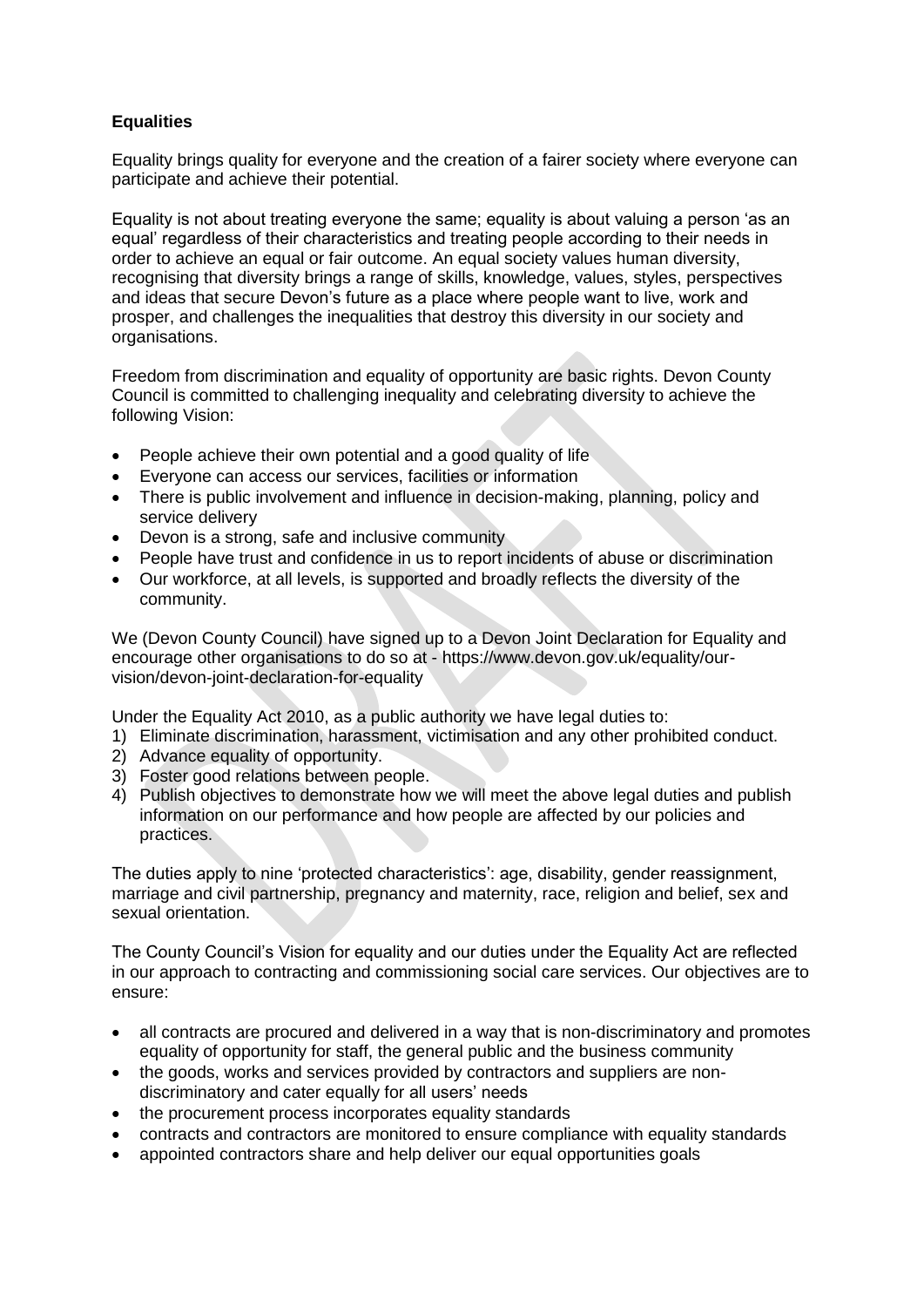**Equalities**

Equality brings quality for everyone and the creation of a fairer society where everyone can participate and achieve their potential.

Equality is not about treating everyone the same; equality is about valuing a person 'as an equal' regardless of their characteristics and treating people according to their needs in order to achieve an equal or fair outcome. An equal society values human diversity, recognising that diversity brings a range of skills, knowledge, values, styles, perspectives and ideas that secure Devon's future as a place where people want to live, work and prosper, and challenges the inequalities that destroy this diversity in our society and organisations.

Freedom from discrimination and equality of opportunity are basic rights. Devon County Council is committed to challenging inequality and celebrating diversity to achieve the following Vision:

- People achieve their own potential and a good quality of life
- Everyone can access our services, facilities or information
- There is public involvement and influence in decision-making, planning, policy and service delivery
- Devon is a strong, safe and inclusive community
- People have trust and confidence in us to report incidents of abuse or discrimination
- Our workforce, at all levels, is supported and broadly reflects the diversity of the community.

We (Devon County Council) have signed up to a Devon Joint Declaration for Equality and encourage other organisations to do so at - https://www.devon.gov.uk/equality/our-vision/devon-joint-declaration-for-equality

Under the Equality Act 2010, as a public authority we have legal duties to:

1) Eliminate discrimination, harassment, victimisation and any other prohibited conduct.
2) Advance equality of opportunity.
3) Foster good relations between people.
4) Publish objectives to demonstrate how we will meet the above legal duties and publish information on our performance and how people are affected by our policies and practices.

The duties apply to nine 'protected characteristics': age, disability, gender reassignment, marriage and civil partnership, pregnancy and maternity, race, religion and belief, sex and sexual orientation.

The County Council's Vision for equality and our duties under the Equality Act are reflected in our approach to contracting and commissioning social care services. Our objectives are to ensure:

- all contracts are procured and delivered in a way that is non-discriminatory and promotes equality of opportunity for staff, the general public and the business community
- the goods, works and services provided by contractors and suppliers are non-discriminatory and cater equally for all users' needs
- the procurement process incorporates equality standards
- contracts and contractors are monitored to ensure compliance with equality standards
- appointed contractors share and help deliver our equal opportunities goals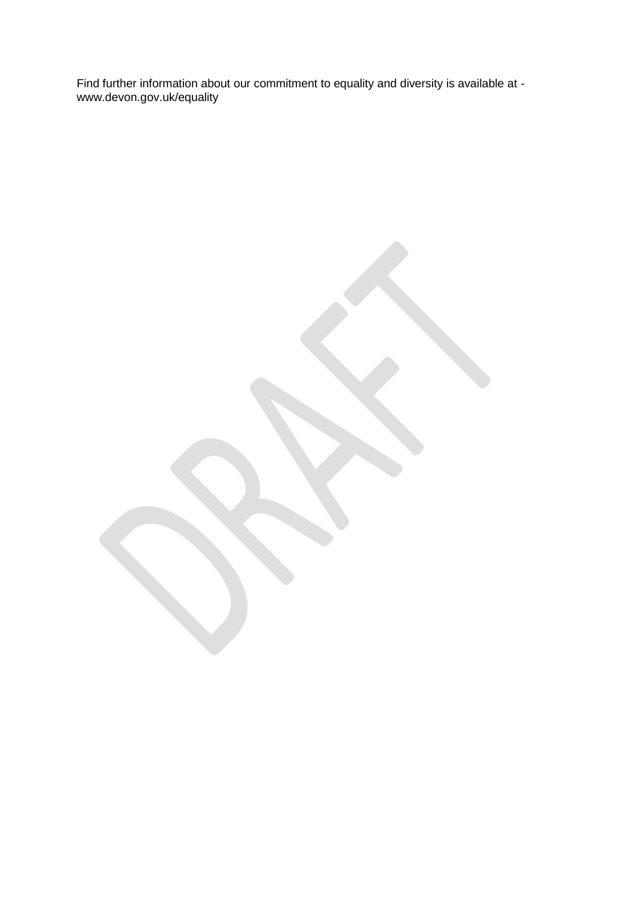Find further information about our commitment to equality and diversity is available at - www.devon.gov.uk/equality